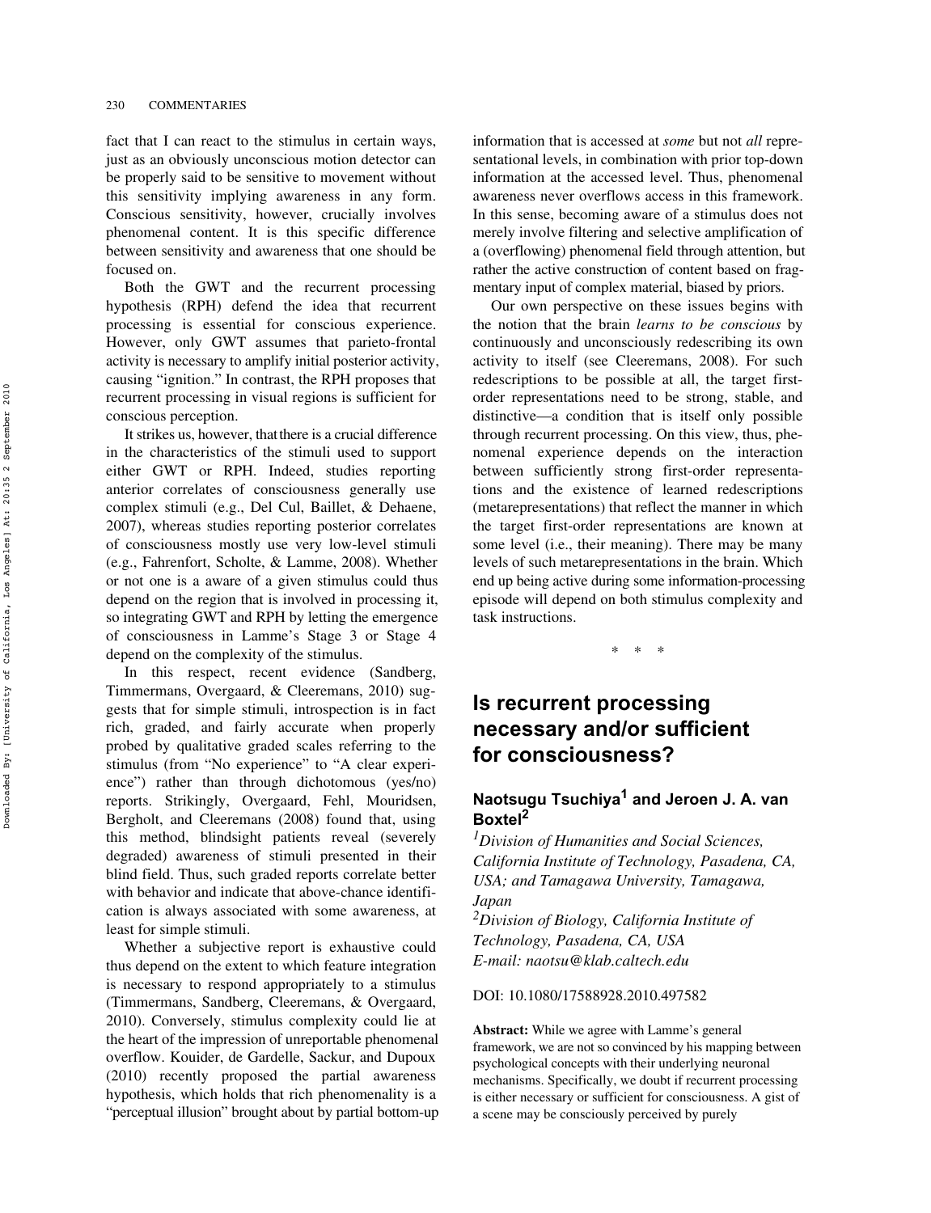fact that I can react to the stimulus in certain ways, just as an obviously unconscious motion detector can be properly said to be sensitive to movement without this sensitivity implying awareness in any form. Conscious sensitivity, however, crucially involves phenomenal content. It is this specific difference between sensitivity and awareness that one should be focused on.

Both the GWT and the recurrent processing hypothesis (RPH) defend the idea that recurrent processing is essential for conscious experience. However, only GWT assumes that parieto-frontal activity is necessary to amplify initial posterior activity, causing "ignition." In contrast, the RPH proposes that recurrent processing in visual regions is sufficient for conscious perception.

It strikes us, however, that there is a crucial difference in the characteristics of the stimuli used to support either GWT or RPH. Indeed, studies reporting anterior correlates of consciousness generally use complex stimuli (e.g., Del Cul, Baillet, & Dehaene, 2007), whereas studies reporting posterior correlates of consciousness mostly use very low-level stimuli (e.g., Fahrenfort, Scholte, & Lamme, 2008). Whether or not one is a aware of a given stimulus could thus depend on the region that is involved in processing it, so integrating GWT and RPH by letting the emergence of consciousness in Lamme's Stage 3 or Stage 4 depend on the complexity of the stimulus.

In this respect, recent evidence (Sandberg, Timmermans, Overgaard, & Cleeremans, 2010) suggests that for simple stimuli, introspection is in fact rich, graded, and fairly accurate when properly probed by qualitative graded scales referring to the stimulus (from "No experience" to "A clear experience") rather than through dichotomous (yes/no) reports. Strikingly, Overgaard, Fehl, Mouridsen, Bergholt, and Cleeremans (2008) found that, using this method, blindsight patients reveal (severely degraded) awareness of stimuli presented in their blind field. Thus, such graded reports correlate better with behavior and indicate that above-chance identification is always associated with some awareness, at least for simple stimuli.

Whether a subjective report is exhaustive could thus depend on the extent to which feature integration is necessary to respond appropriately to a stimulus (Timmermans, Sandberg, Cleeremans, & Overgaard, 2010). Conversely, stimulus complexity could lie at the heart of the impression of unreportable phenomenal overflow. Kouider, de Gardelle, Sackur, and Dupoux (2010) recently proposed the partial awareness hypothesis, which holds that rich phenomenality is a "perceptual illusion" brought about by partial bottom-up information that is accessed at *some* but not *all* representational levels, in combination with prior top-down information at the accessed level. Thus, phenomenal awareness never overflows access in this framework. In this sense, becoming aware of a stimulus does not merely involve filtering and selective amplification of a (overflowing) phenomenal field through attention, but rather the active construction of content based on fragmentary input of complex material, biased by priors.

Our own perspective on these issues begins with the notion that the brain *learns to be conscious* by continuously and unconsciously redescribing its own activity to itself (see Cleeremans, 2008). For such redescriptions to be possible at all, the target first-order representations need to be strong, stable, and distinctive—a condition that is itself only possible through recurrent processing. On this view, thus, phenomenal experience depends on the interaction between sufficiently strong first-order representations and the existence of learned redescriptions (metarepresentations) that reflect the manner in which the target first-order representations are known at some level (i.e., their meaning). There may be many levels of such metarepresentations in the brain. Which end up being active during some information-processing episode will depend on both stimulus complexity and task instructions.

\* \* \*

## Is recurrent processing necessary and/or sufficient for consciousness?

**Naotsugu Tsuchiya[1] and Jeroen J. A. van Boxtel[2]**

[1]*Division of Humanities and Social Sciences, California Institute of Technology, Pasadena, CA, USA; and Tamagawa University, Tamagawa, Japan*

[2]*Division of Biology, California Institute of Technology, Pasadena, CA, USA*

*E-mail: naotsu@klab.caltech.edu*

DOI: 10.1080/17588928.2010.497582

**Abstract:** While we agree with Lamme's general framework, we are not so convinced by his mapping between psychological concepts with their underlying neuronal mechanisms. Specifically, we doubt if recurrent processing is either necessary or sufficient for consciousness. A gist of a scene may be consciously perceived by purely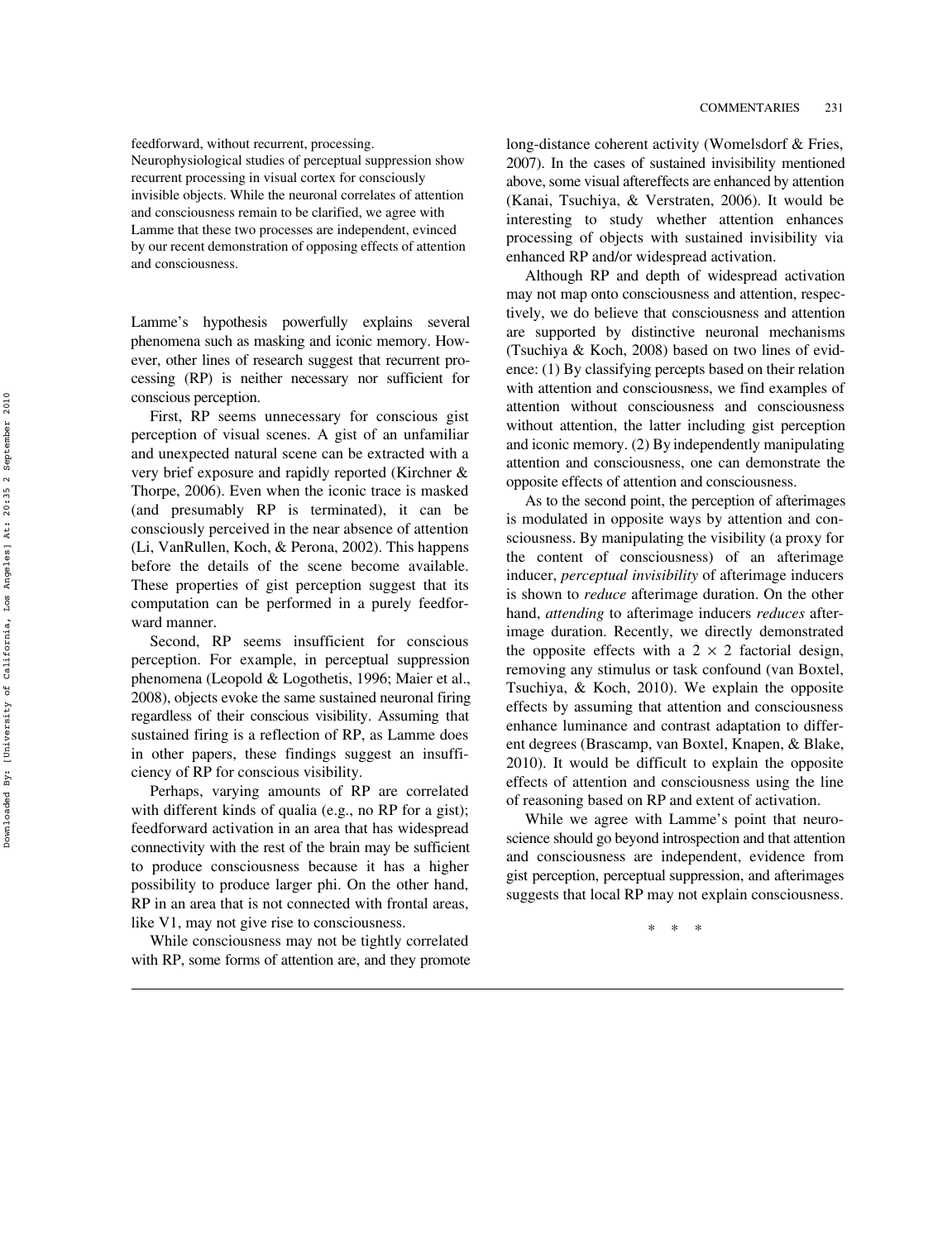feedforward, without recurrent, processing. Neurophysiological studies of perceptual suppression show recurrent processing in visual cortex for consciously invisible objects. While the neuronal correlates of attention and consciousness remain to be clarified, we agree with Lamme that these two processes are independent, evinced by our recent demonstration of opposing effects of attention and consciousness.

Lamme's hypothesis powerfully explains several phenomena such as masking and iconic memory. However, other lines of research suggest that recurrent processing (RP) is neither necessary nor sufficient for conscious perception.

First, RP seems unnecessary for conscious gist perception of visual scenes. A gist of an unfamiliar and unexpected natural scene can be extracted with a very brief exposure and rapidly reported (Kirchner & Thorpe, 2006). Even when the iconic trace is masked (and presumably RP is terminated), it can be consciously perceived in the near absence of attention (Li, VanRullen, Koch, & Perona, 2002). This happens before the details of the scene become available. These properties of gist perception suggest that its computation can be performed in a purely feedforward manner.

Second, RP seems insufficient for conscious perception. For example, in perceptual suppression phenomena (Leopold & Logothetis, 1996; Maier et al., 2008), objects evoke the same sustained neuronal firing regardless of their conscious visibility. Assuming that sustained firing is a reflection of RP, as Lamme does in other papers, these findings suggest an insufficiency of RP for conscious visibility.

Perhaps, varying amounts of RP are correlated with different kinds of qualia (e.g., no RP for a gist); feedforward activation in an area that has widespread connectivity with the rest of the brain may be sufficient to produce consciousness because it has a higher possibility to produce larger phi. On the other hand, RP in an area that is not connected with frontal areas, like V1, may not give rise to consciousness.

While consciousness may not be tightly correlated with RP, some forms of attention are, and they promote long-distance coherent activity (Womelsdorf & Fries, 2007). In the cases of sustained invisibility mentioned above, some visual aftereffects are enhanced by attention (Kanai, Tsuchiya, & Verstraten, 2006). It would be interesting to study whether attention enhances processing of objects with sustained invisibility via enhanced RP and/or widespread activation.

Although RP and depth of widespread activation may not map onto consciousness and attention, respectively, we do believe that consciousness and attention are supported by distinctive neuronal mechanisms (Tsuchiya & Koch, 2008) based on two lines of evidence: (1) By classifying percepts based on their relation with attention and consciousness, we find examples of attention without consciousness and consciousness without attention, the latter including gist perception and iconic memory. (2) By independently manipulating attention and consciousness, one can demonstrate the opposite effects of attention and consciousness.

As to the second point, the perception of afterimages is modulated in opposite ways by attention and consciousness. By manipulating the visibility (a proxy for the content of consciousness) of an afterimage inducer, *perceptual invisibility* of afterimage inducers is shown to *reduce* afterimage duration. On the other hand, *attending* to afterimage inducers *reduces* afterimage duration. Recently, we directly demonstrated the opposite effects with a $2 \times 2$ factorial design, removing any stimulus or task confound (van Boxtel, Tsuchiya, & Koch, 2010). We explain the opposite effects by assuming that attention and consciousness enhance luminance and contrast adaptation to different degrees (Brascamp, van Boxtel, Knapen, & Blake, 2010). It would be difficult to explain the opposite effects of attention and consciousness using the line of reasoning based on RP and extent of activation.

While we agree with Lamme's point that neuroscience should go beyond introspection and that attention and consciousness are independent, evidence from gist perception, perceptual suppression, and afterimages suggests that local RP may not explain consciousness.

\* \* \*